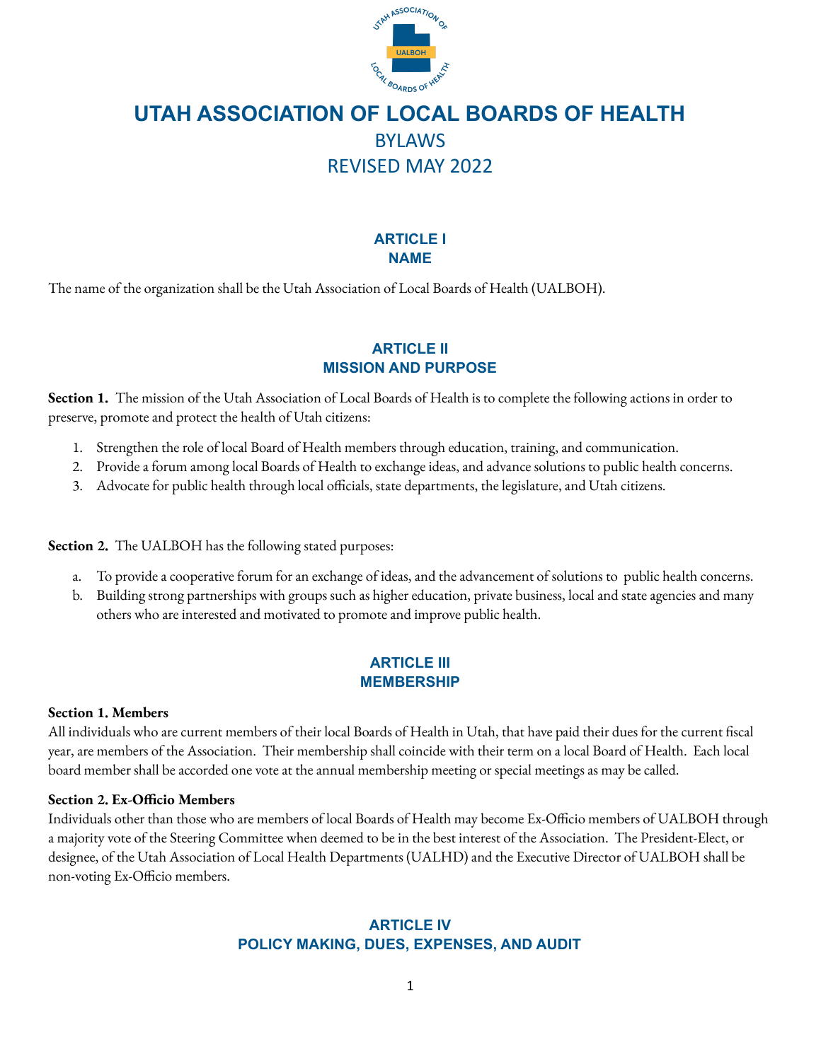# UTAH ASSOCIATION OF LOCAL BOARDS OF HEALTH

## BYLAWS

## REVISED MAY 2022

## ARTICLE I
## NAME

The name of the organization shall be the Utah Association of Local Boards of Health (UALBOH).

## ARTICLE II
## MISSION AND PURPOSE

**Section 1.** The mission of the Utah Association of Local Boards of Health is to complete the following actions in order to preserve, promote and protect the health of Utah citizens:

1. Strengthen the role of local Board of Health members through education, training, and communication.
2. Provide a forum among local Boards of Health to exchange ideas, and advance solutions to public health concerns.
3. Advocate for public health through local officials, state departments, the legislature, and Utah citizens.

**Section 2.** The UALBOH has the following stated purposes:

a. To provide a cooperative forum for an exchange of ideas, and the advancement of solutions to public health concerns.
b. Building strong partnerships with groups such as higher education, private business, local and state agencies and many others who are interested and motivated to promote and improve public health.

## ARTICLE III
## MEMBERSHIP

**Section 1. Members**

All individuals who are current members of their local Boards of Health in Utah, that have paid their dues for the current fiscal year, are members of the Association. Their membership shall coincide with their term on a local Board of Health. Each local board member shall be accorded one vote at the annual membership meeting or special meetings as may be called.

**Section 2. Ex-Officio Members**

Individuals other than those who are members of local Boards of Health may become Ex-Officio members of UALBOH through a majority vote of the Steering Committee when deemed to be in the best interest of the Association. The President-Elect, or designee, of the Utah Association of Local Health Departments (UALHD) and the Executive Director of UALBOH shall be non-voting Ex-Officio members.

## ARTICLE IV
## POLICY MAKING, DUES, EXPENSES, AND AUDIT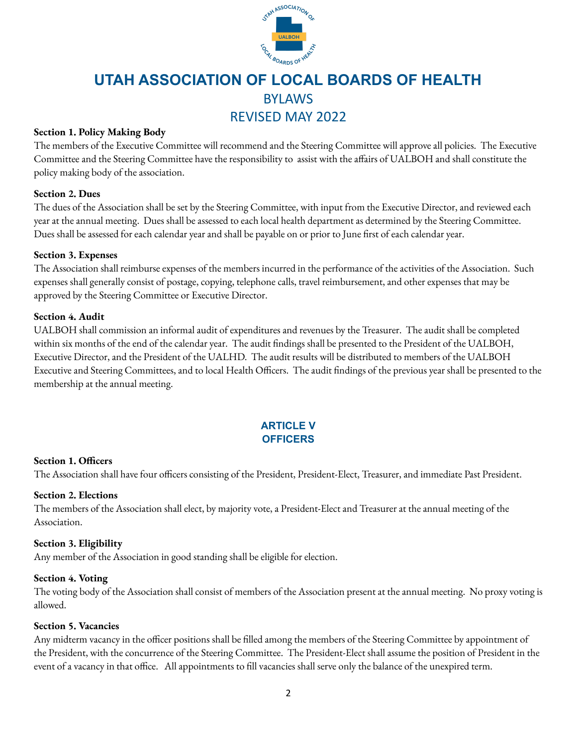# UTAH ASSOCIATION OF LOCAL BOARDS OF HEALTH

## BYLAWS

## REVISED MAY 2022

**Section 1. Policy Making Body**

The members of the Executive Committee will recommend and the Steering Committee will approve all policies. The Executive Committee and the Steering Committee have the responsibility to assist with the affairs of UALBOH and shall constitute the policy making body of the association.

**Section 2. Dues**

The dues of the Association shall be set by the Steering Committee, with input from the Executive Director, and reviewed each year at the annual meeting. Dues shall be assessed to each local health department as determined by the Steering Committee. Dues shall be assessed for each calendar year and shall be payable on or prior to June first of each calendar year.

**Section 3. Expenses**

The Association shall reimburse expenses of the members incurred in the performance of the activities of the Association. Such expenses shall generally consist of postage, copying, telephone calls, travel reimbursement, and other expenses that may be approved by the Steering Committee or Executive Director.

**Section 4. Audit**

UALBOH shall commission an informal audit of expenditures and revenues by the Treasurer. The audit shall be completed within six months of the end of the calendar year. The audit findings shall be presented to the President of the UALBOH, Executive Director, and the President of the UALHD. The audit results will be distributed to members of the UALBOH Executive and Steering Committees, and to local Health Officers. The audit findings of the previous year shall be presented to the membership at the annual meeting.

## ARTICLE V
## OFFICERS

**Section 1. Officers**

The Association shall have four officers consisting of the President, President-Elect, Treasurer, and immediate Past President.

**Section 2. Elections**

The members of the Association shall elect, by majority vote, a President-Elect and Treasurer at the annual meeting of the Association.

**Section 3. Eligibility**

Any member of the Association in good standing shall be eligible for election.

**Section 4. Voting**

The voting body of the Association shall consist of members of the Association present at the annual meeting. No proxy voting is allowed.

**Section 5. Vacancies**

Any midterm vacancy in the officer positions shall be filled among the members of the Steering Committee by appointment of the President, with the concurrence of the Steering Committee. The President-Elect shall assume the position of President in the event of a vacancy in that office. All appointments to fill vacancies shall serve only the balance of the unexpired term.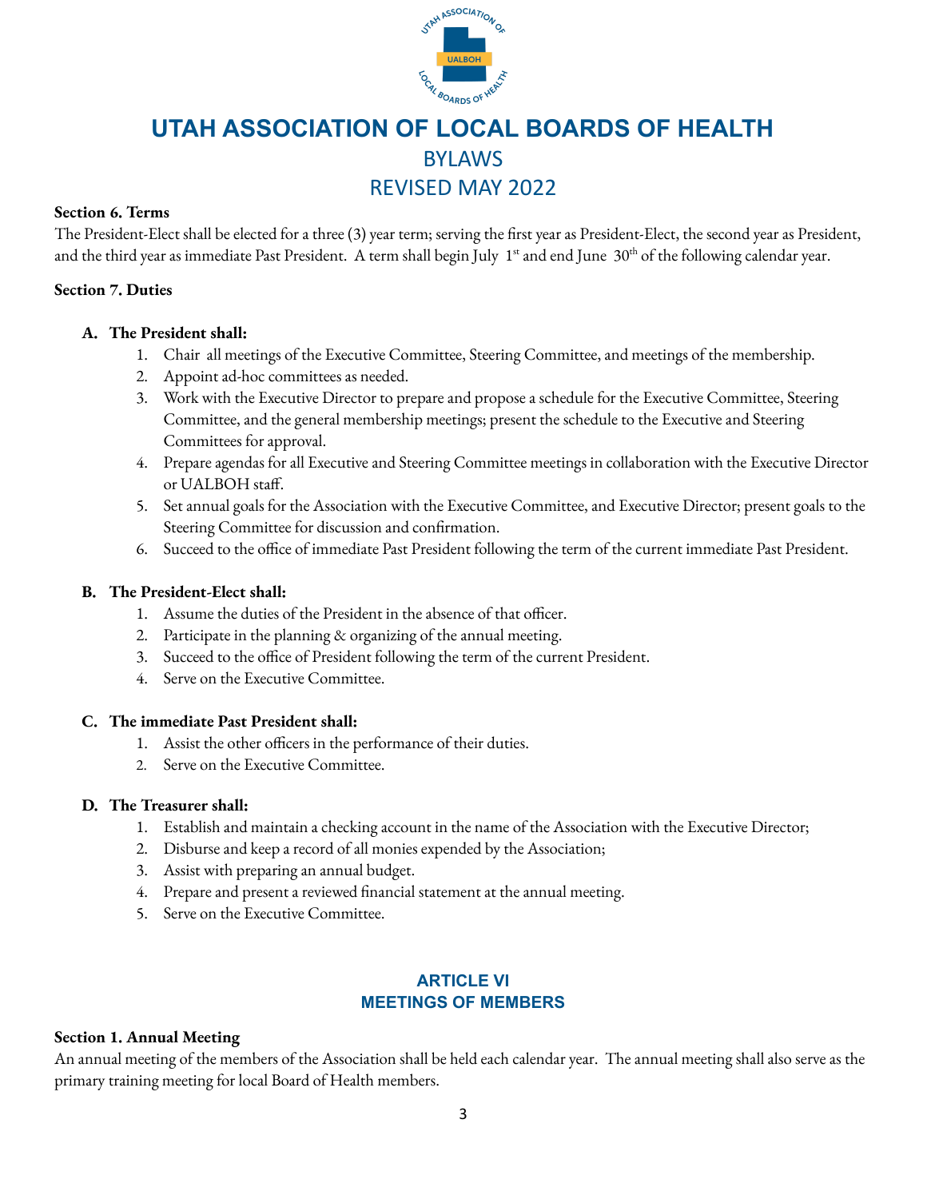# UTAH ASSOCIATION OF LOCAL BOARDS OF HEALTH

## BYLAWS

## REVISED MAY 2022

**Section 6. Terms**

The President-Elect shall be elected for a three (3) year term; serving the first year as President-Elect, the second year as President, and the third year as immediate Past President. A term shall begin July 1st and end June 30th of the following calendar year.

**Section 7. Duties**

**A. The President shall:**

1. Chair all meetings of the Executive Committee, Steering Committee, and meetings of the membership.
2. Appoint ad-hoc committees as needed.
3. Work with the Executive Director to prepare and propose a schedule for the Executive Committee, Steering Committee, and the general membership meetings; present the schedule to the Executive and Steering Committees for approval.
4. Prepare agendas for all Executive and Steering Committee meetings in collaboration with the Executive Director or UALBOH staff.
5. Set annual goals for the Association with the Executive Committee, and Executive Director; present goals to the Steering Committee for discussion and confirmation.
6. Succeed to the office of immediate Past President following the term of the current immediate Past President.

**B. The President-Elect shall:**

1. Assume the duties of the President in the absence of that officer.
2. Participate in the planning & organizing of the annual meeting.
3. Succeed to the office of President following the term of the current President.
4. Serve on the Executive Committee.

**C. The immediate Past President shall:**

1. Assist the other officers in the performance of their duties.
2. Serve on the Executive Committee.

**D. The Treasurer shall:**

1. Establish and maintain a checking account in the name of the Association with the Executive Director;
2. Disburse and keep a record of all monies expended by the Association;
3. Assist with preparing an annual budget.
4. Prepare and present a reviewed financial statement at the annual meeting.
5. Serve on the Executive Committee.

## ARTICLE VI
## MEETINGS OF MEMBERS

**Section 1. Annual Meeting**

An annual meeting of the members of the Association shall be held each calendar year. The annual meeting shall also serve as the primary training meeting for local Board of Health members.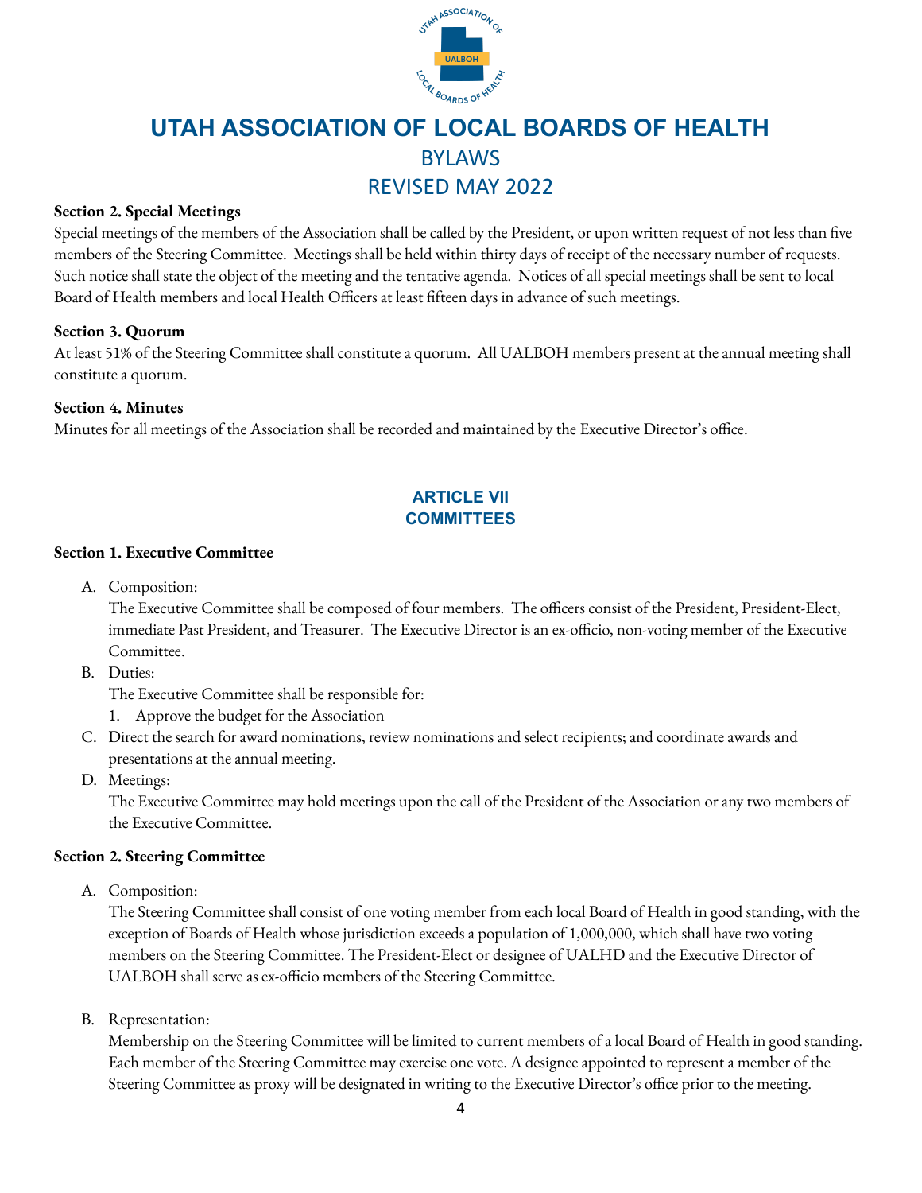# UTAH ASSOCIATION OF LOCAL BOARDS OF HEALTH

BYLAWS

REVISED MAY 2022

**Section 2. Special Meetings**

Special meetings of the members of the Association shall be called by the President, or upon written request of not less than five members of the Steering Committee. Meetings shall be held within thirty days of receipt of the necessary number of requests. Such notice shall state the object of the meeting and the tentative agenda. Notices of all special meetings shall be sent to local Board of Health members and local Health Officers at least fifteen days in advance of such meetings.

**Section 3. Quorum**

At least 51% of the Steering Committee shall constitute a quorum. All UALBOH members present at the annual meeting shall constitute a quorum.

**Section 4. Minutes**

Minutes for all meetings of the Association shall be recorded and maintained by the Executive Director's office.

## ARTICLE VII
## COMMITTEES

**Section 1. Executive Committee**

A. Composition:
   The Executive Committee shall be composed of four members. The officers consist of the President, President-Elect, immediate Past President, and Treasurer. The Executive Director is an ex-officio, non-voting member of the Executive Committee.

B. Duties:
   The Executive Committee shall be responsible for:
   1. Approve the budget for the Association

C. Direct the search for award nominations, review nominations and select recipients; and coordinate awards and presentations at the annual meeting.

D. Meetings:
   The Executive Committee may hold meetings upon the call of the President of the Association or any two members of the Executive Committee.

**Section 2. Steering Committee**

A. Composition:
   The Steering Committee shall consist of one voting member from each local Board of Health in good standing, with the exception of Boards of Health whose jurisdiction exceeds a population of 1,000,000, which shall have two voting members on the Steering Committee. The President-Elect or designee of UALHD and the Executive Director of UALBOH shall serve as ex-officio members of the Steering Committee.

B. Representation:
   Membership on the Steering Committee will be limited to current members of a local Board of Health in good standing. Each member of the Steering Committee may exercise one vote. A designee appointed to represent a member of the Steering Committee as proxy will be designated in writing to the Executive Director's office prior to the meeting.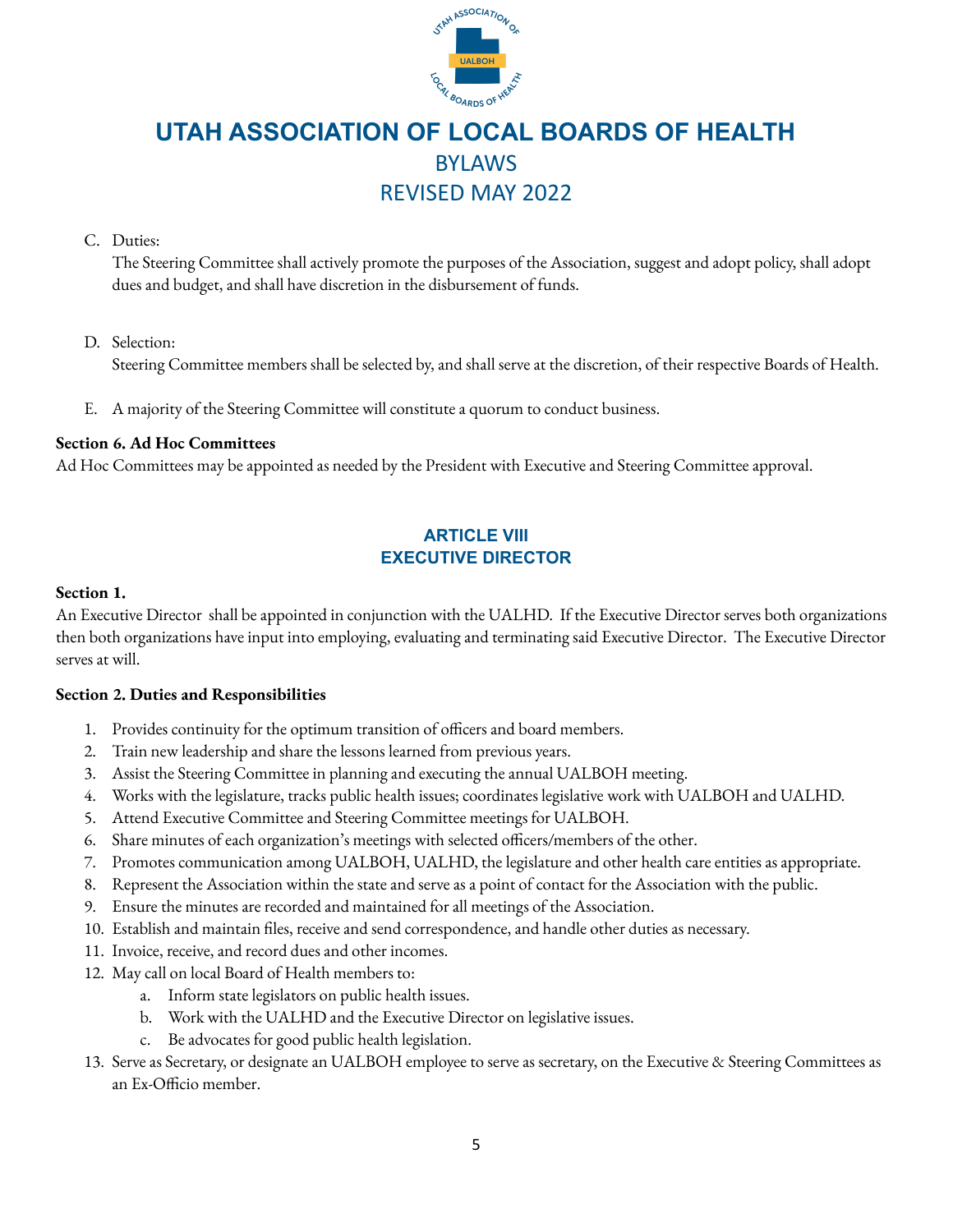# UTAH ASSOCIATION OF LOCAL BOARDS OF HEALTH

## BYLAWS

## REVISED MAY 2022

C. Duties:
The Steering Committee shall actively promote the purposes of the Association, suggest and adopt policy, shall adopt dues and budget, and shall have discretion in the disbursement of funds.

D. Selection:
Steering Committee members shall be selected by, and shall serve at the discretion, of their respective Boards of Health.

E. A majority of the Steering Committee will constitute a quorum to conduct business.

**Section 6. Ad Hoc Committees**
Ad Hoc Committees may be appointed as needed by the President with Executive and Steering Committee approval.

## ARTICLE VIII
## EXECUTIVE DIRECTOR

**Section 1.**
An Executive Director shall be appointed in conjunction with the UALHD. If the Executive Director serves both organizations then both organizations have input into employing, evaluating and terminating said Executive Director. The Executive Director serves at will.

**Section 2. Duties and Responsibilities**

1. Provides continuity for the optimum transition of officers and board members.
2. Train new leadership and share the lessons learned from previous years.
3. Assist the Steering Committee in planning and executing the annual UALBOH meeting.
4. Works with the legislature, tracks public health issues; coordinates legislative work with UALBOH and UALHD.
5. Attend Executive Committee and Steering Committee meetings for UALBOH.
6. Share minutes of each organization's meetings with selected officers/members of the other.
7. Promotes communication among UALBOH, UALHD, the legislature and other health care entities as appropriate.
8. Represent the Association within the state and serve as a point of contact for the Association with the public.
9. Ensure the minutes are recorded and maintained for all meetings of the Association.
10. Establish and maintain files, receive and send correspondence, and handle other duties as necessary.
11. Invoice, receive, and record dues and other incomes.
12. May call on local Board of Health members to:
    a. Inform state legislators on public health issues.
    b. Work with the UALHD and the Executive Director on legislative issues.
    c. Be advocates for good public health legislation.
13. Serve as Secretary, or designate an UALBOH employee to serve as secretary, on the Executive & Steering Committees as an Ex-Officio member.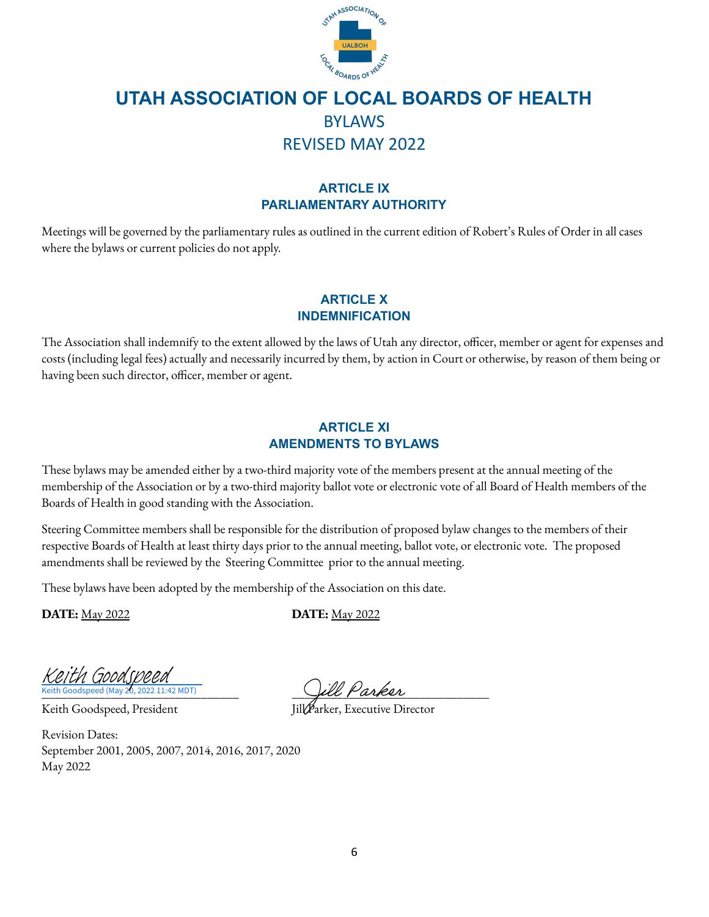# UTAH ASSOCIATION OF LOCAL BOARDS OF HEALTH

BYLAWS

REVISED MAY 2022

## ARTICLE IX
## PARLIAMENTARY AUTHORITY

Meetings will be governed by the parliamentary rules as outlined in the current edition of Robert's Rules of Order in all cases where the bylaws or current policies do not apply.

## ARTICLE X
## INDEMNIFICATION

The Association shall indemnify to the extent allowed by the laws of Utah any director, officer, member or agent for expenses and costs (including legal fees) actually and necessarily incurred by them, by action in Court or otherwise, by reason of them being or having been such director, officer, member or agent.

## ARTICLE XI
## AMENDMENTS TO BYLAWS

These bylaws may be amended either by a two-third majority vote of the members present at the annual meeting of the membership of the Association or by a two-third majority ballot vote or electronic vote of all Board of Health members of the Boards of Health in good standing with the Association.

Steering Committee members shall be responsible for the distribution of proposed bylaw changes to the members of their respective Boards of Health at least thirty days prior to the annual meeting, ballot vote, or electronic vote. The proposed amendments shall be reviewed by the Steering Committee prior to the annual meeting.

These bylaws have been adopted by the membership of the Association on this date.

**DATE:** May 2022

**DATE:** May 2022

Keith Goodspeed
Keith Goodspeed (May 20, 2022 11:42 MDT)

Keith Goodspeed, President

Jill Parker

Jill Parker, Executive Director

Revision Dates:
September 2001, 2005, 2007, 2014, 2016, 2017, 2020
May 2022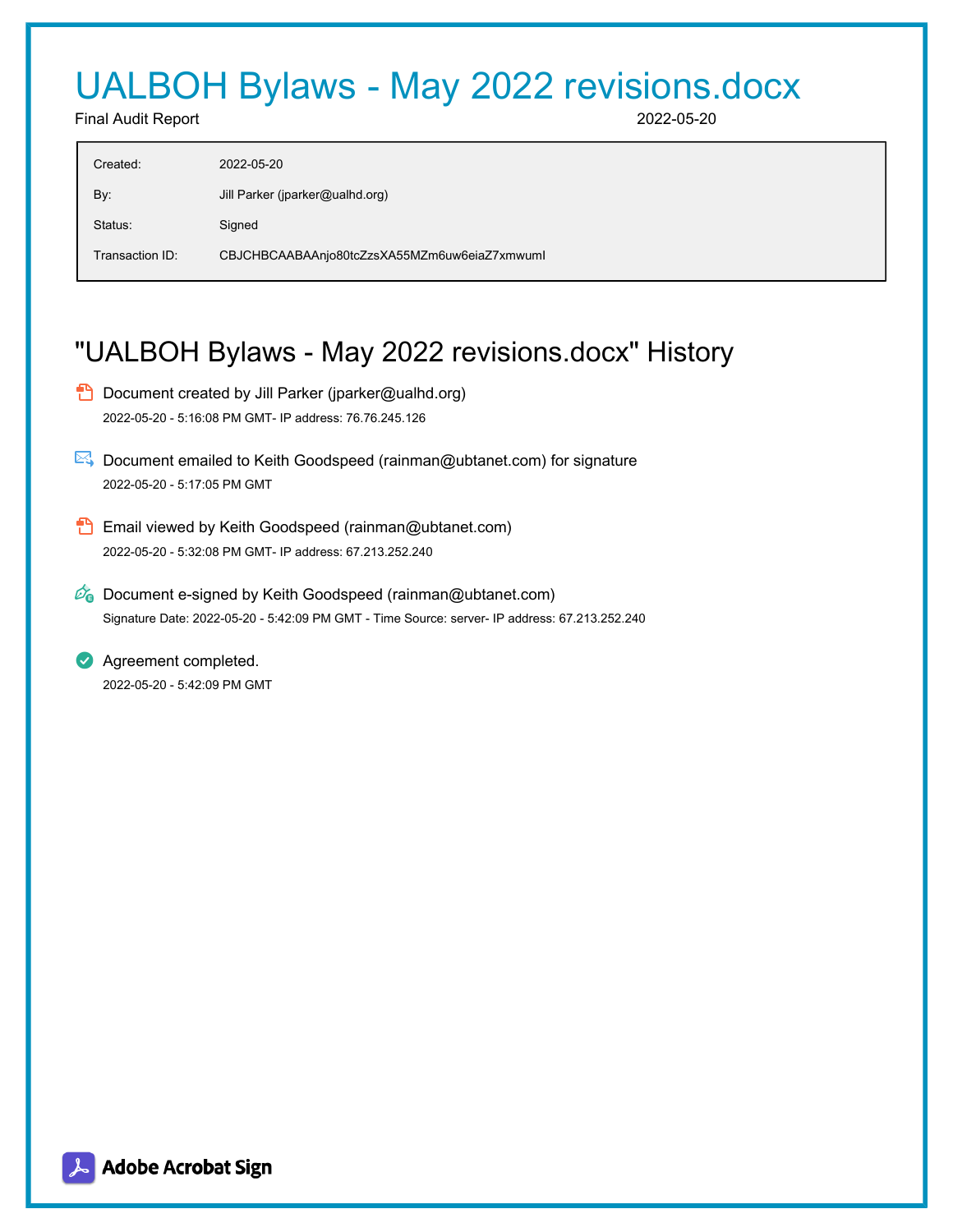# UALBOH Bylaws - May 2022 revisions.docx

Final Audit Report 2022-05-20

| | |
|---|---|
| Created: | 2022-05-20 |
| By: | Jill Parker (jparker@ualhd.org) |
| Status: | Signed |
| Transaction ID: | CBJCHBCAABAAnjo80tcZzsXA55MZm6uw6eiaZ7xmwumI |

## "UALBOH Bylaws - May 2022 revisions.docx" History

- Document created by Jill Parker (jparker@ualhd.org)
  2022-05-20 - 5:16:08 PM GMT- IP address: 76.76.245.126

- Document emailed to Keith Goodspeed (rainman@ubtanet.com) for signature
  2022-05-20 - 5:17:05 PM GMT

- Email viewed by Keith Goodspeed (rainman@ubtanet.com)
  2022-05-20 - 5:32:08 PM GMT- IP address: 67.213.252.240

- Document e-signed by Keith Goodspeed (rainman@ubtanet.com)
  Signature Date: 2022-05-20 - 5:42:09 PM GMT - Time Source: server- IP address: 67.213.252.240

- Agreement completed.
  2022-05-20 - 5:42:09 PM GMT

Adobe Acrobat Sign